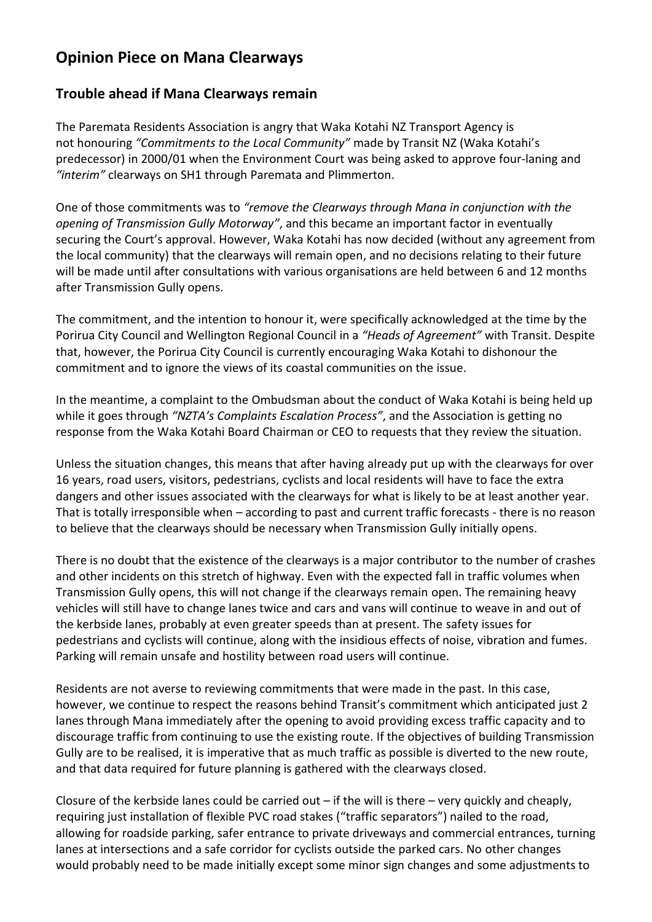# Opinion Piece on Mana Clearways

## Trouble ahead if Mana Clearways remain

The Paremata Residents Association is angry that Waka Kotahi NZ Transport Agency is not honouring *"Commitments to the Local Community"* made by Transit NZ (Waka Kotahi's predecessor) in 2000/01 when the Environment Court was being asked to approve four-laning and *"interim"* clearways on SH1 through Paremata and Plimmerton.

One of those commitments was to *"remove the Clearways through Mana in conjunction with the opening of Transmission Gully Motorway"*, and this became an important factor in eventually securing the Court's approval. However, Waka Kotahi has now decided (without any agreement from the local community) that the clearways will remain open, and no decisions relating to their future will be made until after consultations with various organisations are held between 6 and 12 months after Transmission Gully opens.

The commitment, and the intention to honour it, were specifically acknowledged at the time by the Porirua City Council and Wellington Regional Council in a *"Heads of Agreement"* with Transit. Despite that, however, the Porirua City Council is currently encouraging Waka Kotahi to dishonour the commitment and to ignore the views of its coastal communities on the issue.

In the meantime, a complaint to the Ombudsman about the conduct of Waka Kotahi is being held up while it goes through *"NZTA's Complaints Escalation Process"*, and the Association is getting no response from the Waka Kotahi Board Chairman or CEO to requests that they review the situation.

Unless the situation changes, this means that after having already put up with the clearways for over 16 years, road users, visitors, pedestrians, cyclists and local residents will have to face the extra dangers and other issues associated with the clearways for what is likely to be at least another year. That is totally irresponsible when – according to past and current traffic forecasts - there is no reason to believe that the clearways should be necessary when Transmission Gully initially opens.

There is no doubt that the existence of the clearways is a major contributor to the number of crashes and other incidents on this stretch of highway. Even with the expected fall in traffic volumes when Transmission Gully opens, this will not change if the clearways remain open. The remaining heavy vehicles will still have to change lanes twice and cars and vans will continue to weave in and out of the kerbside lanes, probably at even greater speeds than at present. The safety issues for pedestrians and cyclists will continue, along with the insidious effects of noise, vibration and fumes. Parking will remain unsafe and hostility between road users will continue.

Residents are not averse to reviewing commitments that were made in the past. In this case, however, we continue to respect the reasons behind Transit's commitment which anticipated just 2 lanes through Mana immediately after the opening to avoid providing excess traffic capacity and to discourage traffic from continuing to use the existing route. If the objectives of building Transmission Gully are to be realised, it is imperative that as much traffic as possible is diverted to the new route, and that data required for future planning is gathered with the clearways closed.

Closure of the kerbside lanes could be carried out – if the will is there – very quickly and cheaply, requiring just installation of flexible PVC road stakes ("traffic separators") nailed to the road, allowing for roadside parking, safer entrance to private driveways and commercial entrances, turning lanes at intersections and a safe corridor for cyclists outside the parked cars. No other changes would probably need to be made initially except some minor sign changes and some adjustments to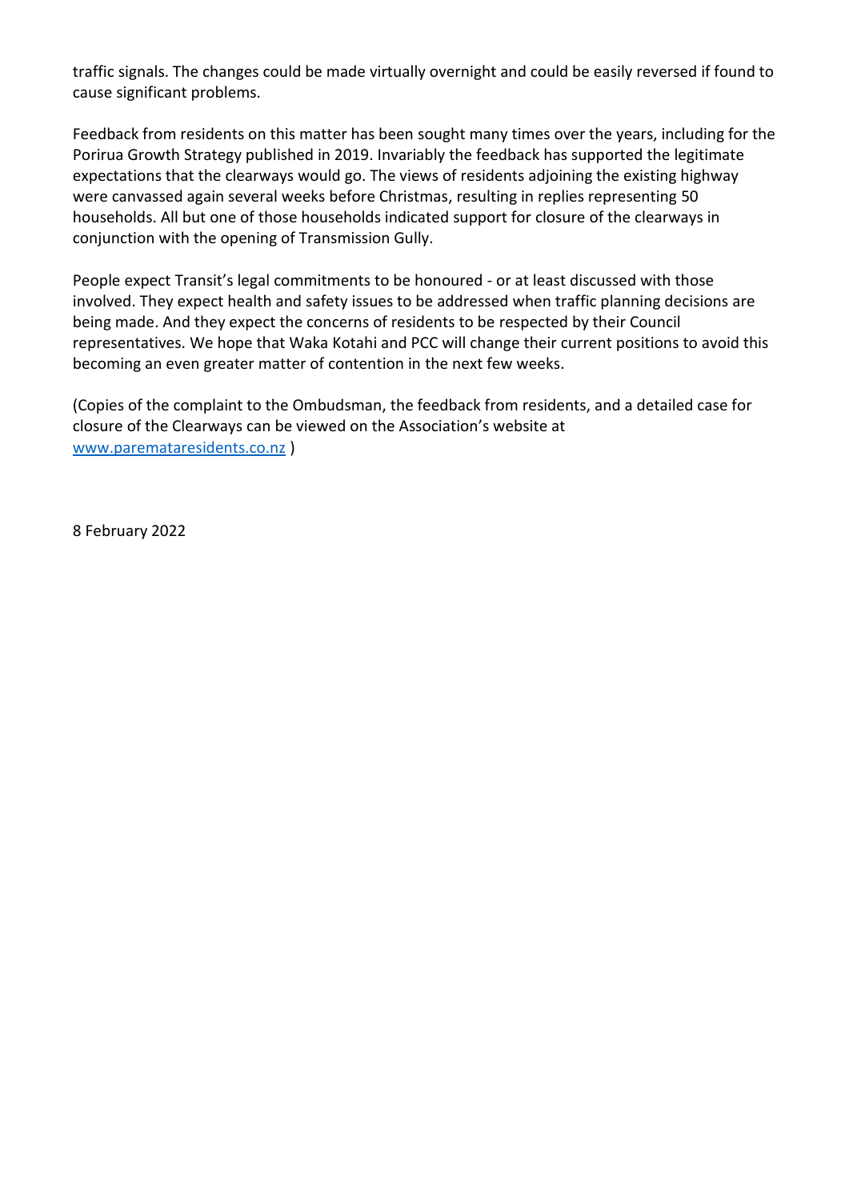traffic signals. The changes could be made virtually overnight and could be easily reversed if found to cause significant problems.

Feedback from residents on this matter has been sought many times over the years, including for the Porirua Growth Strategy published in 2019. Invariably the feedback has supported the legitimate expectations that the clearways would go. The views of residents adjoining the existing highway were canvassed again several weeks before Christmas, resulting in replies representing 50 households. All but one of those households indicated support for closure of the clearways in conjunction with the opening of Transmission Gully.

People expect Transit's legal commitments to be honoured - or at least discussed with those involved. They expect health and safety issues to be addressed when traffic planning decisions are being made. And they expect the concerns of residents to be respected by their Council representatives. We hope that Waka Kotahi and PCC will change their current positions to avoid this becoming an even greater matter of contention in the next few weeks.

(Copies of the complaint to the Ombudsman, the feedback from residents, and a detailed case for closure of the Clearways can be viewed on the Association's website at [www.parematareresidents.co.nz](http://www.parematareresidents.co.nz) )

8 February 2022